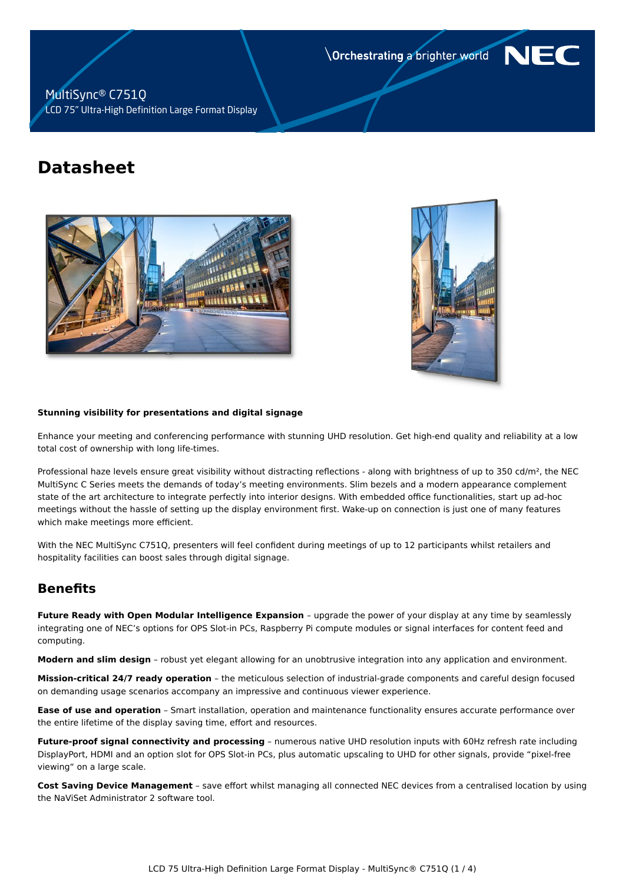MultiSync® C751Q

LCD 75" Ultra-High Definition Large Format Display

\Orchestrating a brighter world NEC

# Datasheet

**Stunning visibility for presentations and digital signage**

Enhance your meeting and conferencing performance with stunning UHD resolution. Get high-end quality and reliability at a low total cost of ownership with long life-times.

Professional haze levels ensure great visibility without distracting reflections - along with brightness of up to 350 cd/m², the NEC MultiSync C Series meets the demands of today's meeting environments. Slim bezels and a modern appearance complement state of the art architecture to integrate perfectly into interior designs. With embedded office functionalities, start up ad-hoc meetings without the hassle of setting up the display environment first. Wake-up on connection is just one of many features which make meetings more efficient.

With the NEC MultiSync C751Q, presenters will feel confident during meetings of up to 12 participants whilst retailers and hospitality facilities can boost sales through digital signage.

## Benefits

**Future Ready with Open Modular Intelligence Expansion** – upgrade the power of your display at any time by seamlessly integrating one of NEC's options for OPS Slot-in PCs, Raspberry Pi compute modules or signal interfaces for content feed and computing.

**Modern and slim design** – robust yet elegant allowing for an unobtrusive integration into any application and environment.

**Mission-critical 24/7 ready operation** – the meticulous selection of industrial-grade components and careful design focused on demanding usage scenarios accompany an impressive and continuous viewer experience.

**Ease of use and operation** – Smart installation, operation and maintenance functionality ensures accurate performance over the entire lifetime of the display saving time, effort and resources.

**Future-proof signal connectivity and processing** – numerous native UHD resolution inputs with 60Hz refresh rate including DisplayPort, HDMI and an option slot for OPS Slot-in PCs, plus automatic upscaling to UHD for other signals, provide "pixel-free viewing" on a large scale.

**Cost Saving Device Management** – save effort whilst managing all connected NEC devices from a centralised location by using the NaViSet Administrator 2 software tool.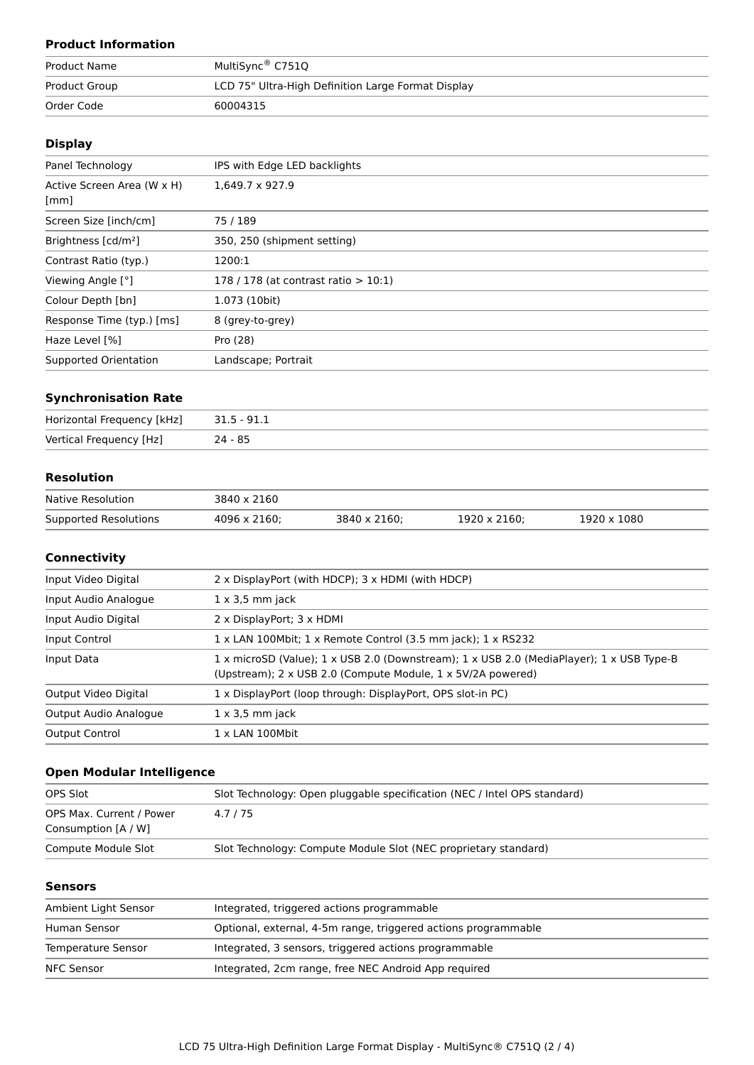### Product Information

| | |
|---|---|
| Product Name | MultiSync® C751Q |
| Product Group | LCD 75" Ultra-High Definition Large Format Display |
| Order Code | 60004315 |

### Display

| | |
|---|---|
| Panel Technology | IPS with Edge LED backlights |
| Active Screen Area (W x H) [mm] | 1,649.7 x 927.9 |
| Screen Size [inch/cm] | 75 / 189 |
| Brightness [cd/m²] | 350, 250 (shipment setting) |
| Contrast Ratio (typ.) | 1200:1 |
| Viewing Angle [°] | 178 / 178 (at contrast ratio > 10:1) |
| Colour Depth [bn] | 1.073 (10bit) |
| Response Time (typ.) [ms] | 8 (grey-to-grey) |
| Haze Level [%] | Pro (28) |
| Supported Orientation | Landscape; Portrait |

### Synchronisation Rate

| | |
|---|---|
| Horizontal Frequency [kHz] | 31.5 - 91.1 |
| Vertical Frequency [Hz] | 24 - 85 |

### Resolution

| | | | | |
|---|---|---|---|---|
| Native Resolution | 3840 x 2160 | | | |
| Supported Resolutions | 4096 x 2160; | 3840 x 2160; | 1920 x 2160; | 1920 x 1080 |

### Connectivity

| | |
|---|---|
| Input Video Digital | 2 x DisplayPort (with HDCP); 3 x HDMI (with HDCP) |
| Input Audio Analogue | 1 x 3,5 mm jack |
| Input Audio Digital | 2 x DisplayPort; 3 x HDMI |
| Input Control | 1 x LAN 100Mbit; 1 x Remote Control (3.5 mm jack); 1 x RS232 |
| Input Data | 1 x microSD (Value); 1 x USB 2.0 (Downstream); 1 x USB 2.0 (MediaPlayer); 1 x USB Type-B (Upstream); 2 x USB 2.0 (Compute Module, 1 x 5V/2A powered) |
| Output Video Digital | 1 x DisplayPort (loop through: DisplayPort, OPS slot-in PC) |
| Output Audio Analogue | 1 x 3,5 mm jack |
| Output Control | 1 x LAN 100Mbit |

### Open Modular Intelligence

| | |
|---|---|
| OPS Slot | Slot Technology: Open pluggable specification (NEC / Intel OPS standard) |
| OPS Max. Current / Power Consumption [A / W] | 4.7 / 75 |
| Compute Module Slot | Slot Technology: Compute Module Slot (NEC proprietary standard) |

### Sensors

| | |
|---|---|
| Ambient Light Sensor | Integrated, triggered actions programmable |
| Human Sensor | Optional, external, 4-5m range, triggered actions programmable |
| Temperature Sensor | Integrated, 3 sensors, triggered actions programmable |
| NFC Sensor | Integrated, 2cm range, free NEC Android App required |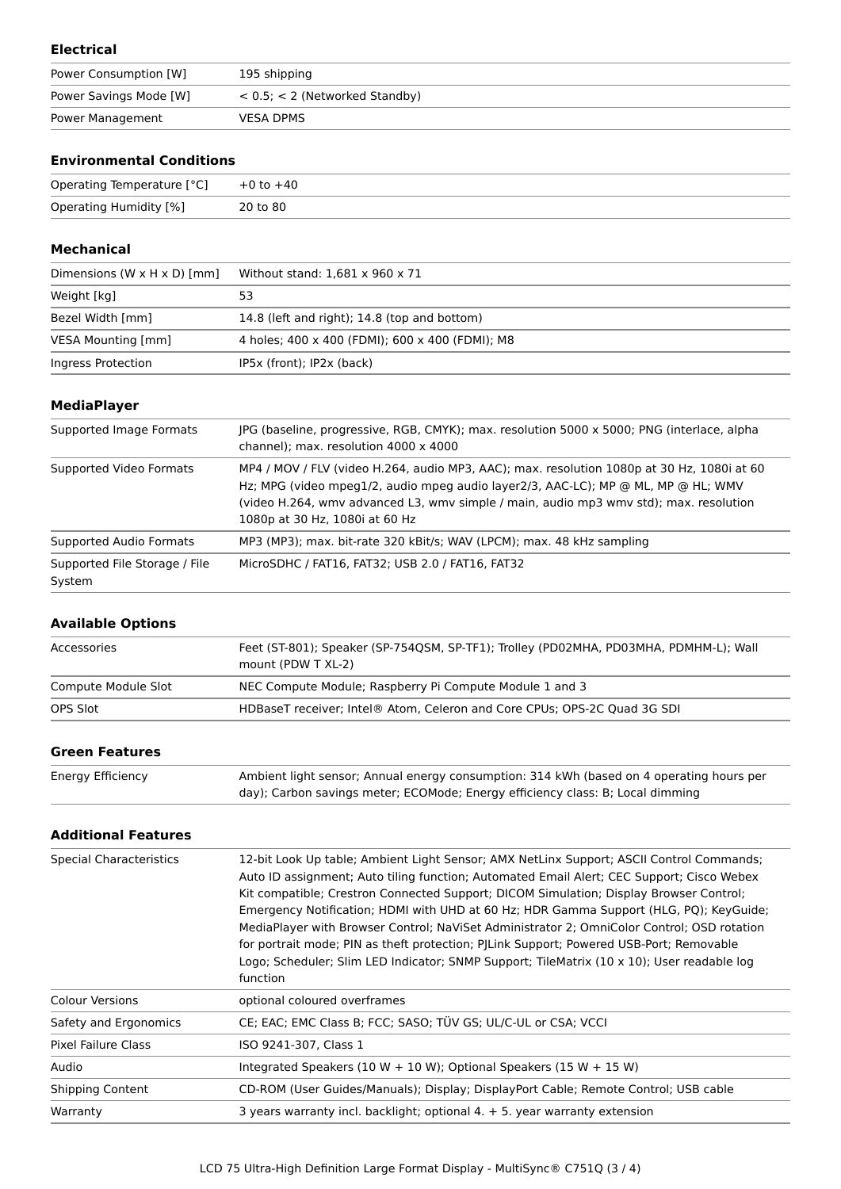### Electrical

| | |
|---|---|
| Power Consumption [W] | 195 shipping |
| Power Savings Mode [W] | < 0.5; < 2 (Networked Standby) |
| Power Management | VESA DPMS |

### Environmental Conditions

| | |
|---|---|
| Operating Temperature [°C] | +0 to +40 |
| Operating Humidity [%] | 20 to 80 |

### Mechanical

| | |
|---|---|
| Dimensions (W x H x D) [mm] | Without stand: 1,681 x 960 x 71 |
| Weight [kg] | 53 |
| Bezel Width [mm] | 14.8 (left and right); 14.8 (top and bottom) |
| VESA Mounting [mm] | 4 holes; 400 x 400 (FDMI); 600 x 400 (FDMI); M8 |
| Ingress Protection | IP5x (front); IP2x (back) |

### MediaPlayer

| | |
|---|---|
| Supported Image Formats | JPG (baseline, progressive, RGB, CMYK); max. resolution 5000 x 5000; PNG (interlace, alpha channel); max. resolution 4000 x 4000 |
| Supported Video Formats | MP4 / MOV / FLV (video H.264, audio MP3, AAC); max. resolution 1080p at 30 Hz, 1080i at 60 Hz; MPG (video mpeg1/2, audio mpeg audio layer2/3, AAC-LC); MP @ ML, MP @ HL; WMV (video H.264, wmv advanced L3, wmv simple / main, audio mp3 wmv std); max. resolution 1080p at 30 Hz, 1080i at 60 Hz |
| Supported Audio Formats | MP3 (MP3); max. bit-rate 320 kBit/s; WAV (LPCM); max. 48 kHz sampling |
| Supported File Storage / File System | MicroSDHC / FAT16, FAT32; USB 2.0 / FAT16, FAT32 |

### Available Options

| | |
|---|---|
| Accessories | Feet (ST-801); Speaker (SP-754QSM, SP-TF1); Trolley (PD02MHA, PD03MHA, PDMHM-L); Wall mount (PDW T XL-2) |
| Compute Module Slot | NEC Compute Module; Raspberry Pi Compute Module 1 and 3 |
| OPS Slot | HDBaseT receiver; Intel® Atom, Celeron and Core CPUs; OPS-2C Quad 3G SDI |

### Green Features

| | |
|---|---|
| Energy Efficiency | Ambient light sensor; Annual energy consumption: 314 kWh (based on 4 operating hours per day); Carbon savings meter; ECOMode; Energy efficiency class: B; Local dimming |

### Additional Features

| | |
|---|---|
| Special Characteristics | 12-bit Look Up table; Ambient Light Sensor; AMX NetLinx Support; ASCII Control Commands; Auto ID assignment; Auto tiling function; Automated Email Alert; CEC Support; Cisco Webex Kit compatible; Crestron Connected Support; DICOM Simulation; Display Browser Control; Emergency Notification; HDMI with UHD at 60 Hz; HDR Gamma Support (HLG, PQ); KeyGuide; MediaPlayer with Browser Control; NaViSet Administrator 2; OmniColor Control; OSD rotation for portrait mode; PIN as theft protection; PJLink Support; Powered USB-Port; Removable Logo; Scheduler; Slim LED Indicator; SNMP Support; TileMatrix (10 x 10); User readable log function |
| Colour Versions | optional coloured overframes |
| Safety and Ergonomics | CE; EAC; EMC Class B; FCC; SASO; TÜV GS; UL/C-UL or CSA; VCCI |
| Pixel Failure Class | ISO 9241-307, Class 1 |
| Audio | Integrated Speakers (10 W + 10 W); Optional Speakers (15 W + 15 W) |
| Shipping Content | CD-ROM (User Guides/Manuals); Display; DisplayPort Cable; Remote Control; USB cable |
| Warranty | 3 years warranty incl. backlight; optional 4. + 5. year warranty extension |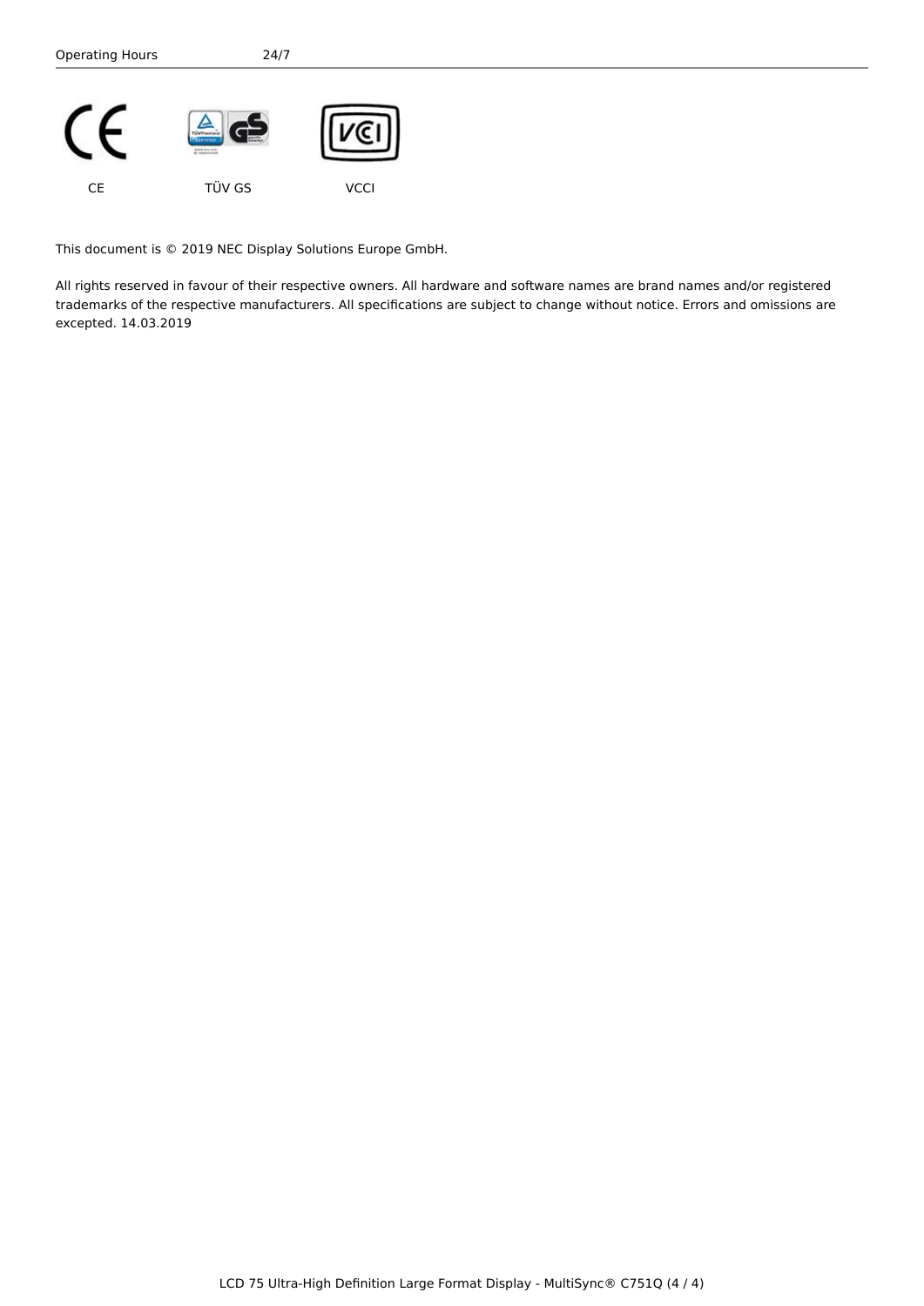| | |
|---|---|
| Operating Hours | 24/7 |

CE

TÜV GS

VCCI

This document is © 2019 NEC Display Solutions Europe GmbH.

All rights reserved in favour of their respective owners. All hardware and software names are brand names and/or registered trademarks of the respective manufacturers. All specifications are subject to change without notice. Errors and omissions are excepted. 14.03.2019